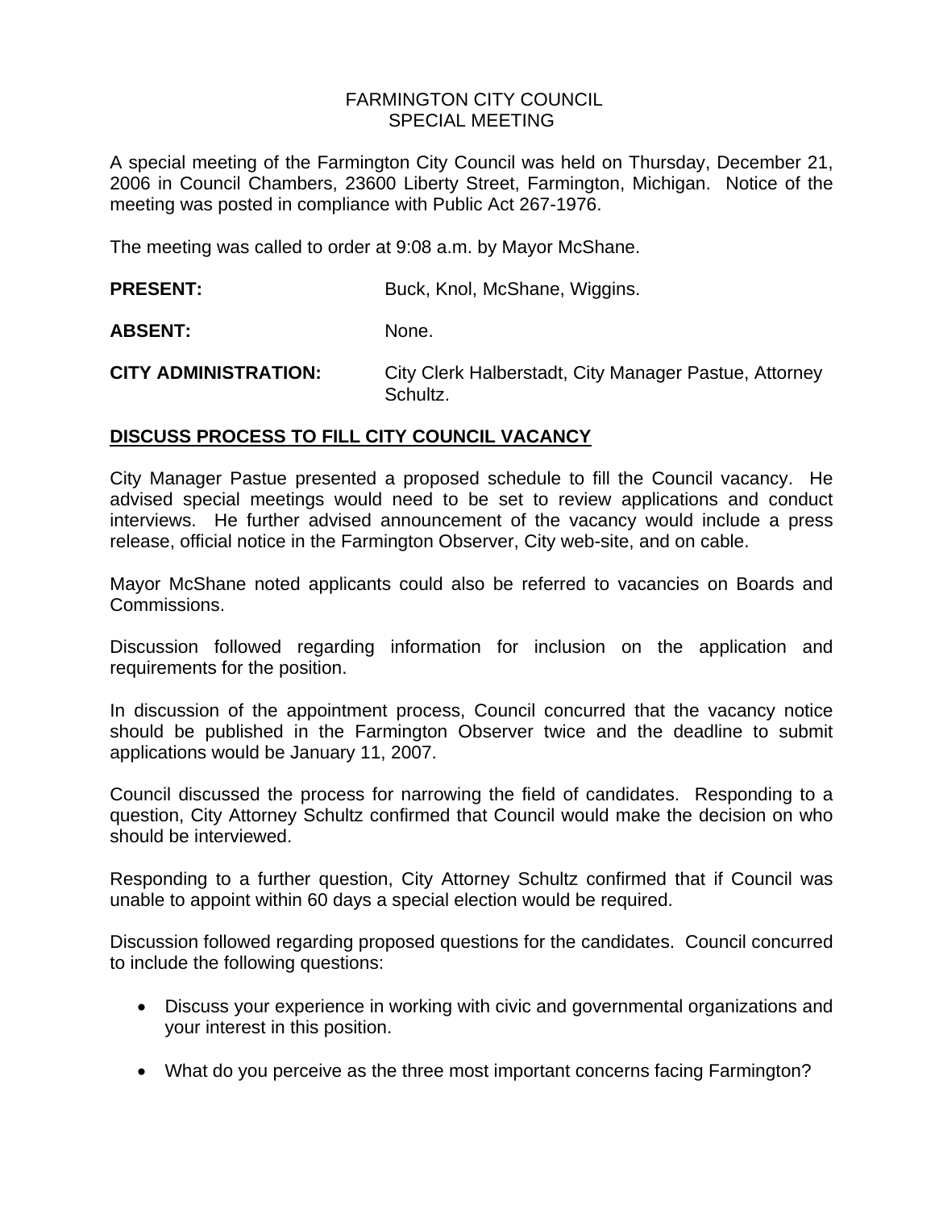# FARMINGTON CITY COUNCIL
## SPECIAL MEETING

A special meeting of the Farmington City Council was held on Thursday, December 21, 2006 in Council Chambers, 23600 Liberty Street, Farmington, Michigan. Notice of the meeting was posted in compliance with Public Act 267-1976.

The meeting was called to order at 9:08 a.m. by Mayor McShane.

**PRESENT:** Buck, Knol, McShane, Wiggins.

**ABSENT:** None.

**CITY ADMINISTRATION:** City Clerk Halberstadt, City Manager Pastue, Attorney Schultz.

## DISCUSS PROCESS TO FILL CITY COUNCIL VACANCY

City Manager Pastue presented a proposed schedule to fill the Council vacancy. He advised special meetings would need to be set to review applications and conduct interviews. He further advised announcement of the vacancy would include a press release, official notice in the Farmington Observer, City web-site, and on cable.

Mayor McShane noted applicants could also be referred to vacancies on Boards and Commissions.

Discussion followed regarding information for inclusion on the application and requirements for the position.

In discussion of the appointment process, Council concurred that the vacancy notice should be published in the Farmington Observer twice and the deadline to submit applications would be January 11, 2007.

Council discussed the process for narrowing the field of candidates. Responding to a question, City Attorney Schultz confirmed that Council would make the decision on who should be interviewed.

Responding to a further question, City Attorney Schultz confirmed that if Council was unable to appoint within 60 days a special election would be required.

Discussion followed regarding proposed questions for the candidates. Council concurred to include the following questions:

- Discuss your experience in working with civic and governmental organizations and your interest in this position.
- What do you perceive as the three most important concerns facing Farmington?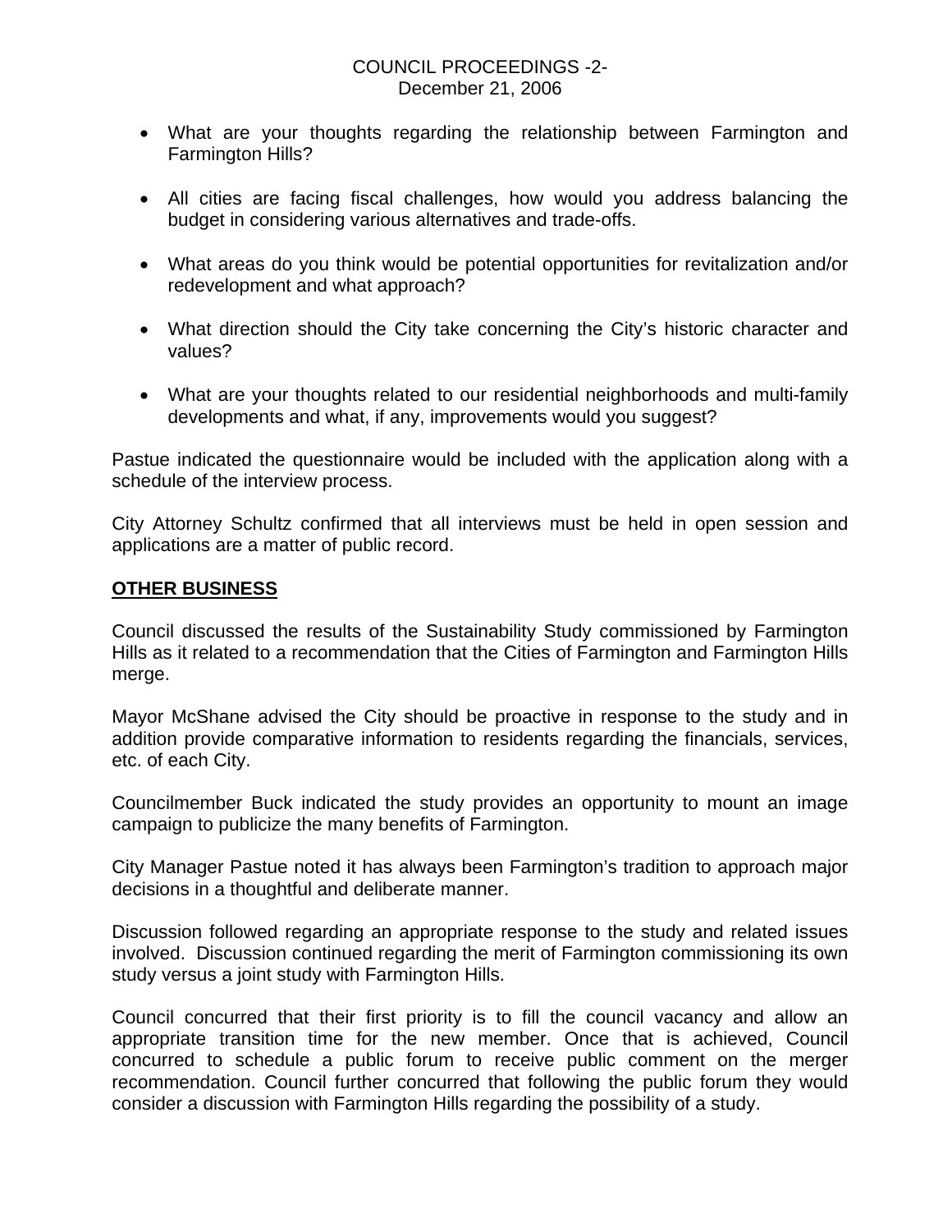- What are your thoughts regarding the relationship between Farmington and Farmington Hills?

- All cities are facing fiscal challenges, how would you address balancing the budget in considering various alternatives and trade-offs.

- What areas do you think would be potential opportunities for revitalization and/or redevelopment and what approach?

- What direction should the City take concerning the City's historic character and values?

- What are your thoughts related to our residential neighborhoods and multi-family developments and what, if any, improvements would you suggest?

Pastue indicated the questionnaire would be included with the application along with a schedule of the interview process.

City Attorney Schultz confirmed that all interviews must be held in open session and applications are a matter of public record.

## OTHER BUSINESS

Council discussed the results of the Sustainability Study commissioned by Farmington Hills as it related to a recommendation that the Cities of Farmington and Farmington Hills merge.

Mayor McShane advised the City should be proactive in response to the study and in addition provide comparative information to residents regarding the financials, services, etc. of each City.

Councilmember Buck indicated the study provides an opportunity to mount an image campaign to publicize the many benefits of Farmington.

City Manager Pastue noted it has always been Farmington's tradition to approach major decisions in a thoughtful and deliberate manner.

Discussion followed regarding an appropriate response to the study and related issues involved. Discussion continued regarding the merit of Farmington commissioning its own study versus a joint study with Farmington Hills.

Council concurred that their first priority is to fill the council vacancy and allow an appropriate transition time for the new member. Once that is achieved, Council concurred to schedule a public forum to receive public comment on the merger recommendation. Council further concurred that following the public forum they would consider a discussion with Farmington Hills regarding the possibility of a study.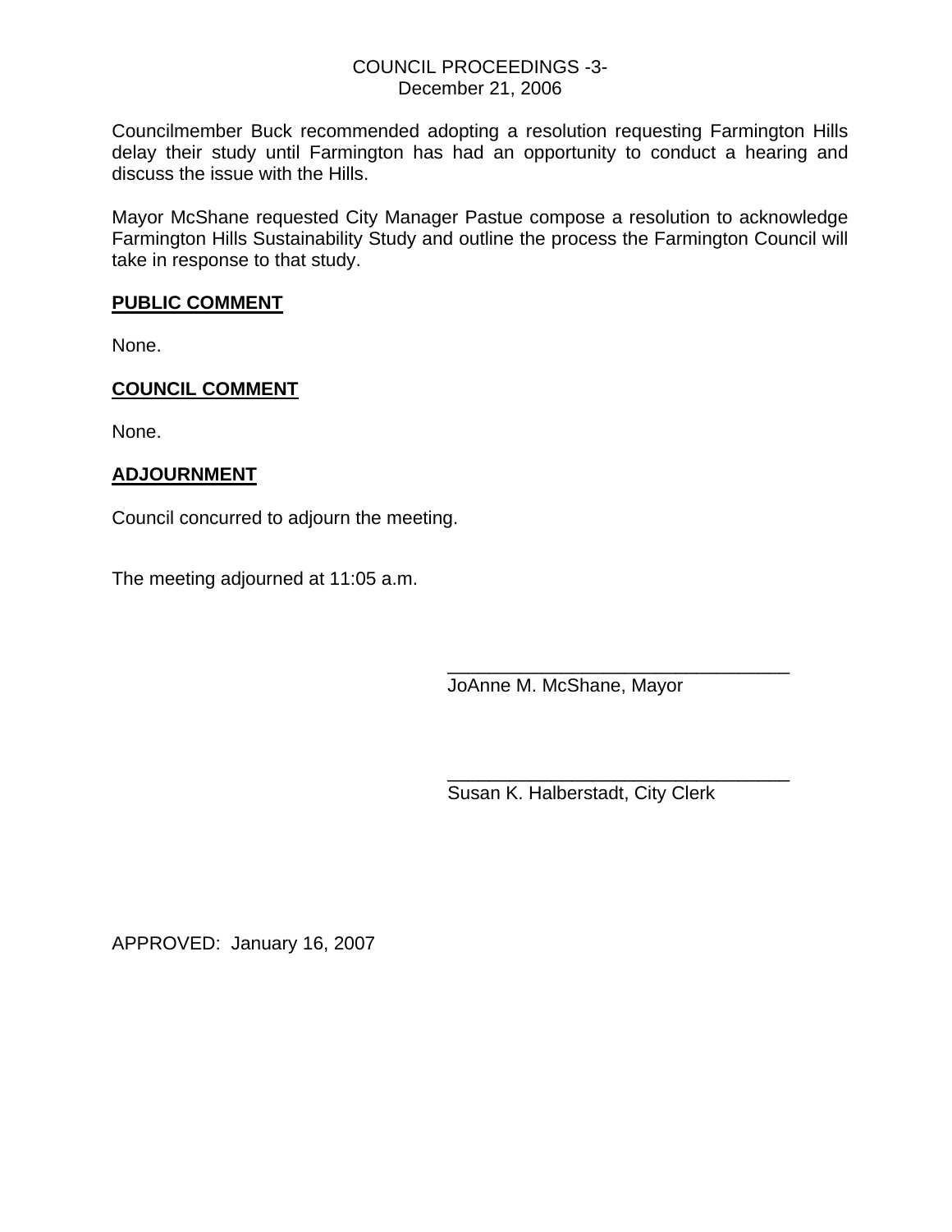Councilmember Buck recommended adopting a resolution requesting Farmington Hills delay their study until Farmington has had an opportunity to conduct a hearing and discuss the issue with the Hills.

Mayor McShane requested City Manager Pastue compose a resolution to acknowledge Farmington Hills Sustainability Study and outline the process the Farmington Council will take in response to that study.

## PUBLIC COMMENT

None.

## COUNCIL COMMENT

None.

## ADJOURNMENT

Council concurred to adjourn the meeting.

The meeting adjourned at 11:05 a.m.

_________________________________
JoAnne M. McShane, Mayor

_________________________________
Susan K. Halberstadt, City Clerk

APPROVED: January 16, 2007